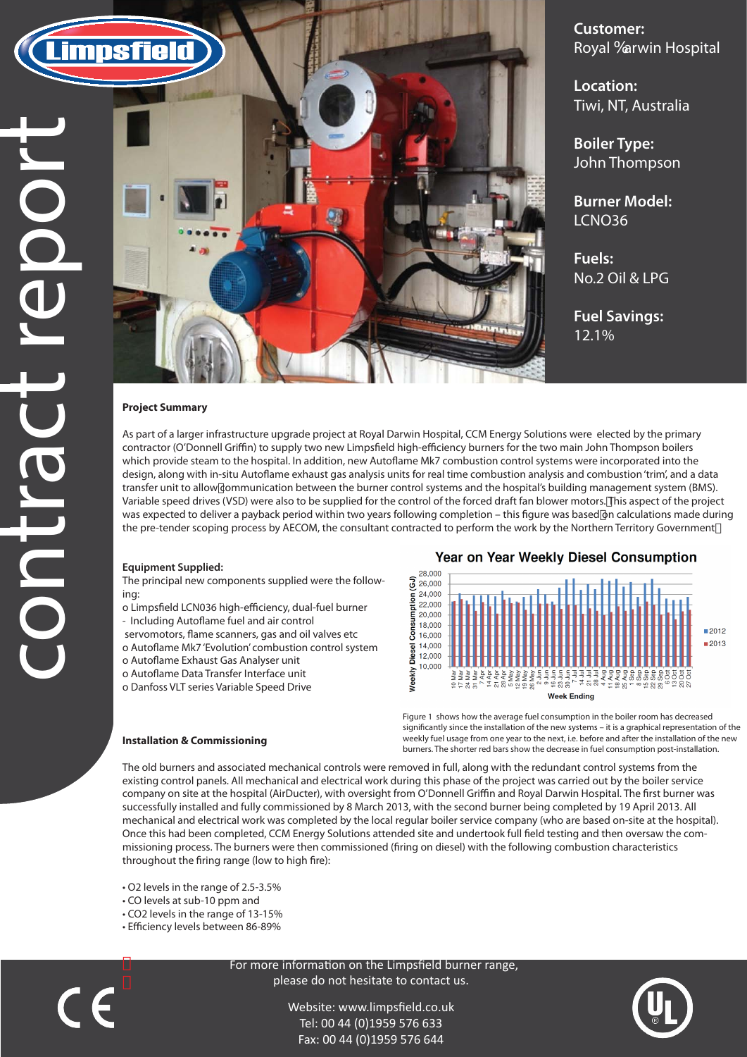# contract report

**Customer:**
Royal %arwin Hospital

**Location:**
Tiwi, NT, Australia

**Boiler Type:**
John Thompson

**Burner Model:**
LCNO36

**Fuels:**
No.2 Oil & LPG

**Fuel Savings:**
12.1%

**Project Summary**

As part of a larger infrastructure upgrade project at Royal Darwin Hospital, CCM Energy Solutions were elected by the primary contractor (O'Donnell Griffin) to supply two new Limpsfield high-efficiency burners for the two main John Thompson boilers which provide steam to the hospital. In addition, new Autoflame Mk7 combustion control systems were incorporated into the design, along with in-situ Autoflame exhaust gas analysis units for real time combustion analysis and combustion 'trim', and a data transfer unit to allow communication between the burner control systems and the hospital's building management system (BMS). Variable speed drives (VSD) were also to be supplied for the control of the forced draft fan blower motors. This aspect of the project was expected to deliver a payback period within two years following completion – this figure was based on calculations made during the pre-tender scoping process by AECOM, the consultant contracted to perform the work by the Northern Territory Government.

**Equipment Supplied:**

The principal new components supplied were the following:

- o Limpsfield LCN036 high-efficiency, dual-fuel burner
- Including Autoflame fuel and air control servomotors, flame scanners, gas and oil valves etc
- o Autoflame Mk7 'Evolution' combustion control system
- o Autoflame Exhaust Gas Analyser unit
- o Autoflame Data Transfer Interface unit
- o Danfoss VLT series Variable Speed Drive

**Year on Year Weekly Diesel Consumption**

Figure 1 shows how the average fuel consumption in the boiler room has decreased significantly since the installation of the new systems – it is a graphical representation of the weekly fuel usage from one year to the next, i.e. before and after the installation of the new burners. The shorter red bars show the decrease in fuel consumption post-installation.

**Installation & Commissioning**

The old burners and associated mechanical controls were removed in full, along with the redundant control systems from the existing control panels. All mechanical and electrical work during this phase of the project was carried out by the boiler service company on site at the hospital (AirDucter), with oversight from O'Donnell Griffin and Royal Darwin Hospital. The first burner was successfully installed and fully commissioned by 8 March 2013, with the second burner being completed by 19 April 2013. All mechanical and electrical work was completed by the local regular boiler service company (who are based on-site at the hospital). Once this had been completed, CCM Energy Solutions attended site and undertook full field testing and then oversaw the commissioning process. The burners were then commissioned (firing on diesel) with the following combustion characteristics throughout the firing range (low to high fire):

- $O_2$ levels in the range of 2.5-3.5%
- CO levels at sub-10 ppm and
- $CO_2$ levels in the range of 13-15%
- Efficiency levels between 86-89%

For more information on the Limpsfield burner range, please do not hesitate to contact us.

Website: www.limpsfield.co.uk
Tel: 00 44 (0)1959 576 633
Fax: 00 44 (0)1959 576 644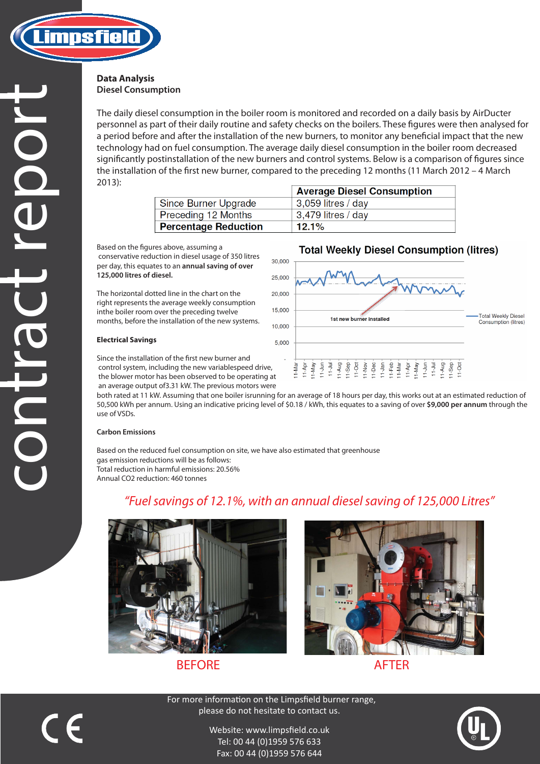contract report

## Data Analysis
## Diesel Consumption

The daily diesel consumption in the boiler room is monitored and recorded on a daily basis by AirDucter personnel as part of their daily routine and safety checks on the boilers. These figures were then analysed for a period before and after the installation of the new burners, to monitor any beneficial impact that the new technology had on fuel consumption. The average daily diesel consumption in the boiler room decreased significantly postinstallation of the new burners and control systems. Below is a comparison of figures since the installation of the first new burner, compared to the preceding 12 months (11 March 2012 – 4 March 2013):

| | Average Diesel Consumption |
|---|---|
| Since Burner Upgrade | 3,059 litres / day |
| Preceding 12 Months | 3,479 litres / day |
| **Percentage Reduction** | **12.1%** |

Based on the figures above, assuming a conservative reduction in diesel usage of 350 litres per day, this equates to an **annual saving of over 125,000 litres of diesel.**

The horizontal dotted line in the chart on the right represents the average weekly consumption inthe boiler room over the preceding twelve months, before the installation of the new systems.

**Total Weekly Diesel Consumption (litres)**

30,000
25,000
20,000
15,000
10,000
5,000
-

1st new burner installed

11-Mar 11-Apr 11-May 11-Jun 11-Jul 11-Aug 11-Sep 11-Oct 11-Nov 11-Dec 11-Jan 11-Feb 11-Mar 11-Apr 11-May 11-Jun 11-Jul 11-Aug 11-Sep 11-Oct

Total Weekly Diesel Consumption (litres)

### Electrical Savings

Since the installation of the first new burner and control system, including the new variablespeed drive, the blower motor has been observed to be operating at an average output of3.31 kW. The previous motors were both rated at 11 kW. Assuming that one boiler isrunning for an average of 18 hours per day, this works out at an estimated reduction of 50,500 kWh per annum. Using an indicative pricing level of $0.18 / kWh, this equates to a saving of over **$9,000 per annum** through the use of VSDs.

### Carbon Emissions

Based on the reduced fuel consumption on site, we have also estimated that greenhouse gas emission reductions will be as follows:
Total reduction in harmful emissions: 20.56%
Annual CO2 reduction: 460 tonnes

*"Fuel savings of 12.1%, with an annual diesel saving of 125,000 Litres"*

BEFORE

AFTER

For more information on the Limpsfield burner range, please do not hesitate to contact us.

Website: www.limpsfield.co.uk
Tel: 00 44 (0)1959 576 633
Fax: 00 44 (0)1959 576 644